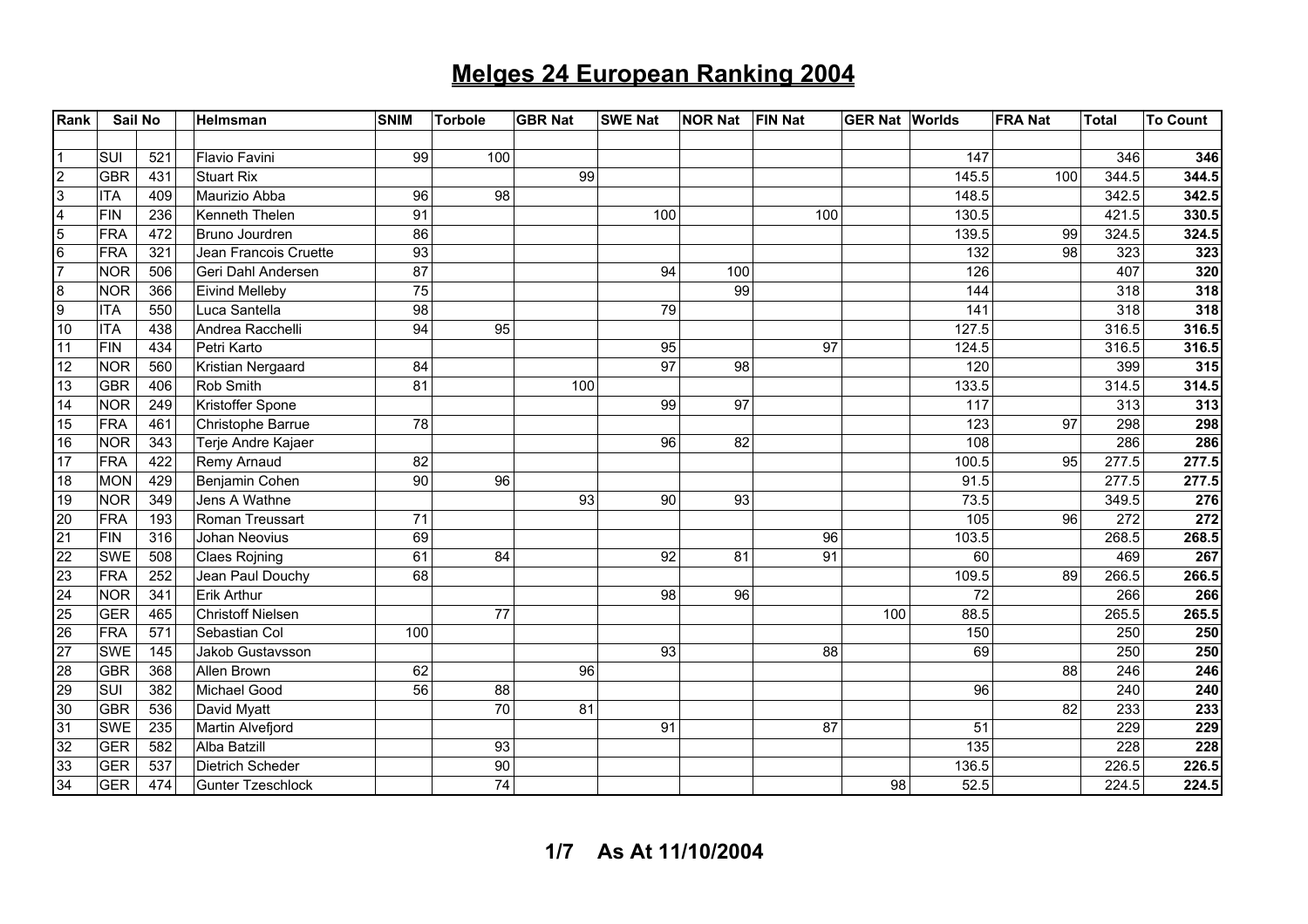# Melges 24 European Ranking 2004

| Rank | Sail No | | Helmsman | SNIM | Torbole | GBR Nat | SWE Nat | NOR Nat | FIN Nat | GER Nat | Worlds | FRA Nat | Total | To Count |
|---|---|---|---|---|---|---|---|---|---|---|---|---|---|---|
| 1 | SUI | 521 | Flavio Favini | 99 | 100 | | | | | | 147 | | 346 | **346** |
| 2 | GBR | 431 | Stuart Rix | | | 99 | | | | | 145.5 | 100 | 344.5 | **344.5** |
| 3 | ITA | 409 | Maurizio Abba | 96 | 98 | | | | | | 148.5 | | 342.5 | **342.5** |
| 4 | FIN | 236 | Kenneth Thelen | 91 | | | 100 | | 100 | | 130.5 | | 421.5 | **330.5** |
| 5 | FRA | 472 | Bruno Jourdren | 86 | | | | | | | 139.5 | 99 | 324.5 | **324.5** |
| 6 | FRA | 321 | Jean Francois Cruette | 93 | | | | | | | 132 | 98 | 323 | **323** |
| 7 | NOR | 506 | Geri Dahl Andersen | 87 | | | 94 | 100 | | | 126 | | 407 | **320** |
| 8 | NOR | 366 | Eivind Melleby | 75 | | | | 99 | | | 144 | | 318 | **318** |
| 9 | ITA | 550 | Luca Santella | 98 | | | 79 | | | | 141 | | 318 | **318** |
| 10 | ITA | 438 | Andrea Racchelli | 94 | 95 | | | | | | 127.5 | | 316.5 | **316.5** |
| 11 | FIN | 434 | Petri Karto | | | | 95 | | 97 | | 124.5 | | 316.5 | **316.5** |
| 12 | NOR | 560 | Kristian Nergaard | 84 | | | 97 | 98 | | | 120 | | 399 | **315** |
| 13 | GBR | 406 | Rob Smith | 81 | | 100 | | | | | 133.5 | | 314.5 | **314.5** |
| 14 | NOR | 249 | Kristoffer Spone | | | | 99 | 97 | | | 117 | | 313 | **313** |
| 15 | FRA | 461 | Christophe Barrue | 78 | | | | | | | 123 | 97 | 298 | **298** |
| 16 | NOR | 343 | Terje Andre Kajaer | | | | 96 | 82 | | | 108 | | 286 | **286** |
| 17 | FRA | 422 | Remy Arnaud | 82 | | | | | | | 100.5 | 95 | 277.5 | **277.5** |
| 18 | MON | 429 | Benjamin Cohen | 90 | 96 | | | | | | 91.5 | | 277.5 | **277.5** |
| 19 | NOR | 349 | Jens A Wathne | | | 93 | 90 | 93 | | | 73.5 | | 349.5 | **276** |
| 20 | FRA | 193 | Roman Treussart | 71 | | | | | | | 105 | 96 | 272 | **272** |
| 21 | FIN | 316 | Johan Neovius | 69 | | | | | 96 | | 103.5 | | 268.5 | **268.5** |
| 22 | SWE | 508 | Claes Rojning | 61 | 84 | | 92 | 81 | 91 | | 60 | | 469 | **267** |
| 23 | FRA | 252 | Jean Paul Douchy | 68 | | | | | | | 109.5 | 89 | 266.5 | **266.5** |
| 24 | NOR | 341 | Erik Arthur | | | | 98 | 96 | | | 72 | | 266 | **266** |
| 25 | GER | 465 | Christoff Nielsen | | 77 | | | | | 100 | 88.5 | | 265.5 | **265.5** |
| 26 | FRA | 571 | Sebastian Col | 100 | | | | | | | 150 | | 250 | **250** |
| 27 | SWE | 145 | Jakob Gustavsson | | | | 93 | | 88 | | 69 | | 250 | **250** |
| 28 | GBR | 368 | Allen Brown | 62 | | 96 | | | | | | 88 | 246 | **246** |
| 29 | SUI | 382 | Michael Good | 56 | 88 | | | | | | 96 | | 240 | **240** |
| 30 | GBR | 536 | David Myatt | | 70 | 81 | | | | | | 82 | 233 | **233** |
| 31 | SWE | 235 | Martin Alvefjord | | | | 91 | | 87 | | 51 | | 229 | **229** |
| 32 | GER | 582 | Alba Batzill | | 93 | | | | | | 135 | | 228 | **228** |
| 33 | GER | 537 | Dietrich Scheder | | 90 | | | | | | 136.5 | | 226.5 | **226.5** |
| 34 | GER | 474 | Gunter Tzeschlock | | 74 | | | | | 98 | 52.5 | | 224.5 | **224.5** |

**As At 11/10/2004**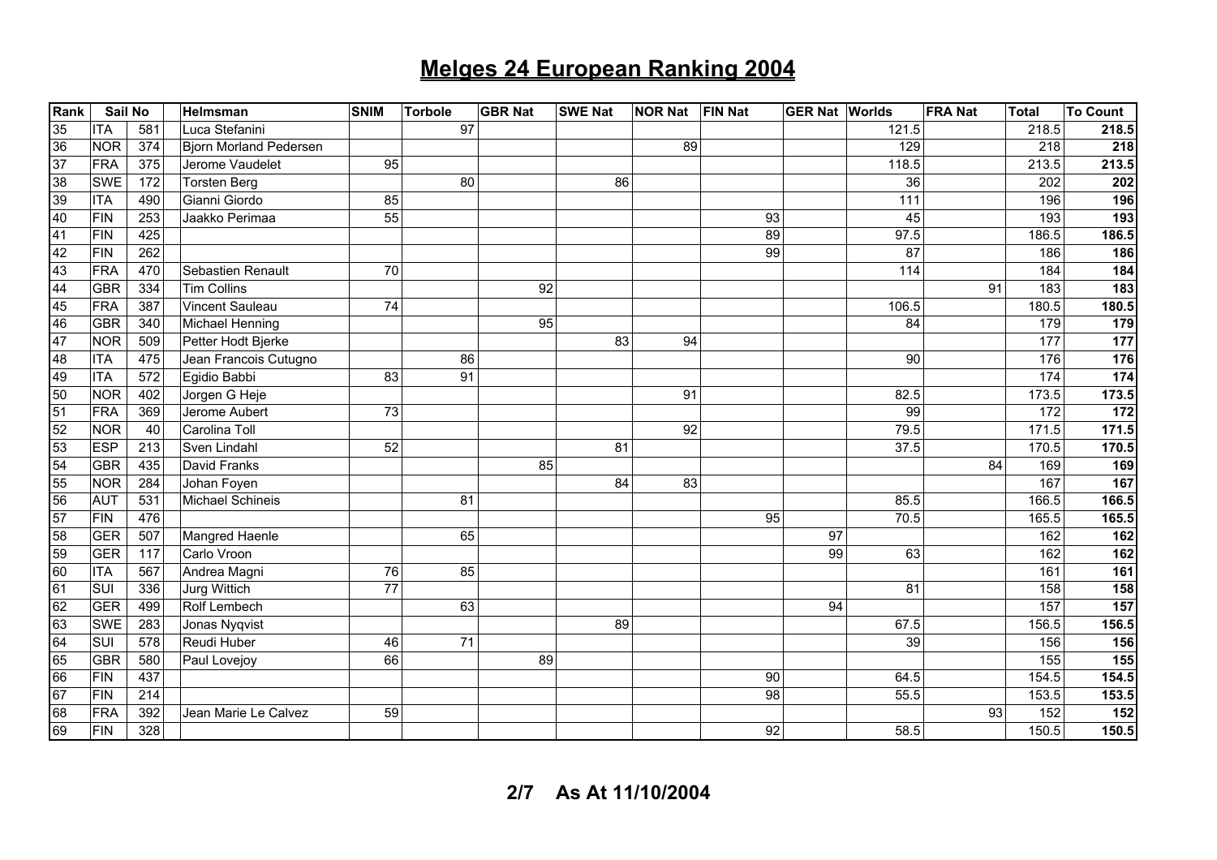# Melges 24 European Ranking 2004

| Rank | Sail No | | Helmsman | SNIM | Torbole | GBR Nat | SWE Nat | NOR Nat | FIN Nat | GER Nat | Worlds | FRA Nat | Total | To Count |
|---|---|---|---|---|---|---|---|---|---|---|---|---|---|---|
| 35 | ITA | 581 | Luca Stefanini | | 97 | | | | | | 121.5 | | 218.5 | **218.5** |
| 36 | NOR | 374 | Bjorn Morland Pedersen | | | | | 89 | | | 129 | | 218 | **218** |
| 37 | FRA | 375 | Jerome Vaudelet | 95 | | | | | | | 118.5 | | 213.5 | **213.5** |
| 38 | SWE | 172 | Torsten Berg | | 80 | | 86 | | | | 36 | | 202 | **202** |
| 39 | ITA | 490 | Gianni Giordo | 85 | | | | | | | 111 | | 196 | **196** |
| 40 | FIN | 253 | Jaakko Perimaa | 55 | | | | | 93 | | 45 | | 193 | **193** |
| 41 | FIN | 425 | | | | | | | 89 | | 97.5 | | 186.5 | **186.5** |
| 42 | FIN | 262 | | | | | | | 99 | | 87 | | 186 | **186** |
| 43 | FRA | 470 | Sebastien Renault | 70 | | | | | | | 114 | | 184 | **184** |
| 44 | GBR | 334 | Tim Collins | | | 92 | | | | | | 91 | 183 | **183** |
| 45 | FRA | 387 | Vincent Sauleau | 74 | | | | | | | 106.5 | | 180.5 | **180.5** |
| 46 | GBR | 340 | Michael Henning | | | 95 | | | | | 84 | | 179 | **179** |
| 47 | NOR | 509 | Petter Hodt Bjerke | | | | 83 | 94 | | | | | 177 | **177** |
| 48 | ITA | 475 | Jean Francois Cutugno | | 86 | | | | | | 90 | | 176 | **176** |
| 49 | ITA | 572 | Egidio Babbi | 83 | 91 | | | | | | | | 174 | **174** |
| 50 | NOR | 402 | Jorgen G Heje | | | | | 91 | | | 82.5 | | 173.5 | **173.5** |
| 51 | FRA | 369 | Jerome Aubert | 73 | | | | | | | 99 | | 172 | **172** |
| 52 | NOR | 40 | Carolina Toll | | | | | 92 | | | 79.5 | | 171.5 | **171.5** |
| 53 | ESP | 213 | Sven Lindahl | 52 | | | 81 | | | | 37.5 | | 170.5 | **170.5** |
| 54 | GBR | 435 | David Franks | | | 85 | | | | | | 84 | 169 | **169** |
| 55 | NOR | 284 | Johan Foyen | | | | 84 | 83 | | | | | 167 | **167** |
| 56 | AUT | 531 | Michael Schineis | | 81 | | | | | | 85.5 | | 166.5 | **166.5** |
| 57 | FIN | 476 | | | | | | | 95 | | 70.5 | | 165.5 | **165.5** |
| 58 | GER | 507 | Mangred Haenle | | 65 | | | | | 97 | | | 162 | **162** |
| 59 | GER | 117 | Carlo Vroon | | | | | | | 99 | 63 | | 162 | **162** |
| 60 | ITA | 567 | Andrea Magni | 76 | 85 | | | | | | | | 161 | **161** |
| 61 | SUI | 336 | Jurg Wittich | 77 | | | | | | | 81 | | 158 | **158** |
| 62 | GER | 499 | Rolf Lembech | | 63 | | | | | 94 | | | 157 | **157** |
| 63 | SWE | 283 | Jonas Nyqvist | | | | 89 | | | | 67.5 | | 156.5 | **156.5** |
| 64 | SUI | 578 | Reudi Huber | 46 | 71 | | | | | | 39 | | 156 | **156** |
| 65 | GBR | 580 | Paul Lovejoy | 66 | | 89 | | | | | | | 155 | **155** |
| 66 | FIN | 437 | | | | | | | 90 | | 64.5 | | 154.5 | **154.5** |
| 67 | FIN | 214 | | | | | | | 98 | | 55.5 | | 153.5 | **153.5** |
| 68 | FRA | 392 | Jean Marie Le Calvez | 59 | | | | | | | | 93 | 152 | **152** |
| 69 | FIN | 328 | | | | | | | 92 | | 58.5 | | 150.5 | **150.5** |

**As At 11/10/2004**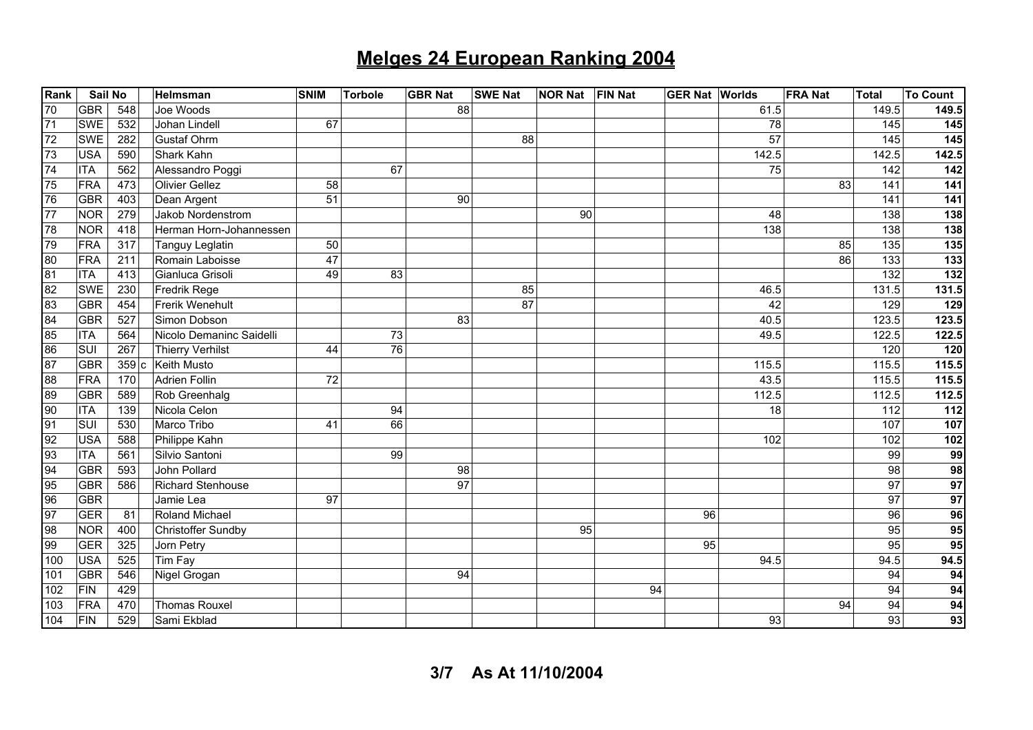# Melges 24 European Ranking 2004

| Rank | Sail No | | | Helmsman | SNIM | Torbole | GBR Nat | SWE Nat | NOR Nat | FIN Nat | GER Nat | Worlds | FRA Nat | Total | To Count |
|---|---|---|---|---|---|---|---|---|---|---|---|---|---|---|---|
| 70 | GBR | 548 | | Joe Woods | | | 88 | | | | | 61.5 | | 149.5 | **149.5** |
| 71 | SWE | 532 | | Johan Lindell | 67 | | | | | | | 78 | | 145 | **145** |
| 72 | SWE | 282 | | Gustaf Ohrm | | | | 88 | | | | 57 | | 145 | **145** |
| 73 | USA | 590 | | Shark Kahn | | | | | | | | 142.5 | | 142.5 | **142.5** |
| 74 | ITA | 562 | | Alessandro Poggi | | 67 | | | | | | 75 | | 142 | **142** |
| 75 | FRA | 473 | | Olivier Gellez | 58 | | | | | | | | 83 | 141 | **141** |
| 76 | GBR | 403 | | Dean Argent | 51 | | 90 | | | | | | | 141 | **141** |
| 77 | NOR | 279 | | Jakob Nordenstrom | | | | | 90 | | | 48 | | 138 | **138** |
| 78 | NOR | 418 | | Herman Horn-Johannessen | | | | | | | | 138 | | 138 | **138** |
| 79 | FRA | 317 | | Tanguy Leglatin | 50 | | | | | | | | 85 | 135 | **135** |
| 80 | FRA | 211 | | Romain Laboisse | 47 | | | | | | | | 86 | 133 | **133** |
| 81 | ITA | 413 | | Gianluca Grisoli | 49 | 83 | | | | | | | | 132 | **132** |
| 82 | SWE | 230 | | Fredrik Rege | | | | 85 | | | | 46.5 | | 131.5 | **131.5** |
| 83 | GBR | 454 | | Frerik Wenehult | | | | 87 | | | | 42 | | 129 | **129** |
| 84 | GBR | 527 | | Simon Dobson | | | 83 | | | | | 40.5 | | 123.5 | **123.5** |
| 85 | ITA | 564 | | Nicolo Demaninc Saidelli | | 73 | | | | | | 49.5 | | 122.5 | **122.5** |
| 86 | SUI | 267 | | Thierry Verhilst | 44 | 76 | | | | | | | | 120 | **120** |
| 87 | GBR | 359 | c | Keith Musto | | | | | | | | 115.5 | | 115.5 | **115.5** |
| 88 | FRA | 170 | | Adrien Follin | 72 | | | | | | | 43.5 | | 115.5 | **115.5** |
| 89 | GBR | 589 | | Rob Greenhalg | | | | | | | | 112.5 | | 112.5 | **112.5** |
| 90 | ITA | 139 | | Nicola Celon | | 94 | | | | | | 18 | | 112 | **112** |
| 91 | SUI | 530 | | Marco Tribo | 41 | 66 | | | | | | | | 107 | **107** |
| 92 | USA | 588 | | Philippe Kahn | | | | | | | | 102 | | 102 | **102** |
| 93 | ITA | 561 | | Silvio Santoni | | 99 | | | | | | | | 99 | **99** |
| 94 | GBR | 593 | | John Pollard | | | 98 | | | | | | | 98 | **98** |
| 95 | GBR | 586 | | Richard Stenhouse | | | 97 | | | | | | | 97 | **97** |
| 96 | GBR | | | Jamie Lea | 97 | | | | | | | | | 97 | **97** |
| 97 | GER | 81 | | Roland Michael | | | | | | | 96 | | | 96 | **96** |
| 98 | NOR | 400 | | Christoffer Sundby | | | | | 95 | | | | | 95 | **95** |
| 99 | GER | 325 | | Jorn Petry | | | | | | | 95 | | | 95 | **95** |
| 100 | USA | 525 | | Tim Fay | | | | | | | | 94.5 | | 94.5 | **94.5** |
| 101 | GBR | 546 | | Nigel Grogan | | | 94 | | | | | | | 94 | **94** |
| 102 | FIN | 429 | | | | | | | | 94 | | | | 94 | **94** |
| 103 | FRA | 470 | | Thomas Rouxel | | | | | | | | | 94 | 94 | **94** |
| 104 | FIN | 529 | | Sami Ekblad | | | | | | | | 93 | | 93 | **93** |

**As At 11/10/2004**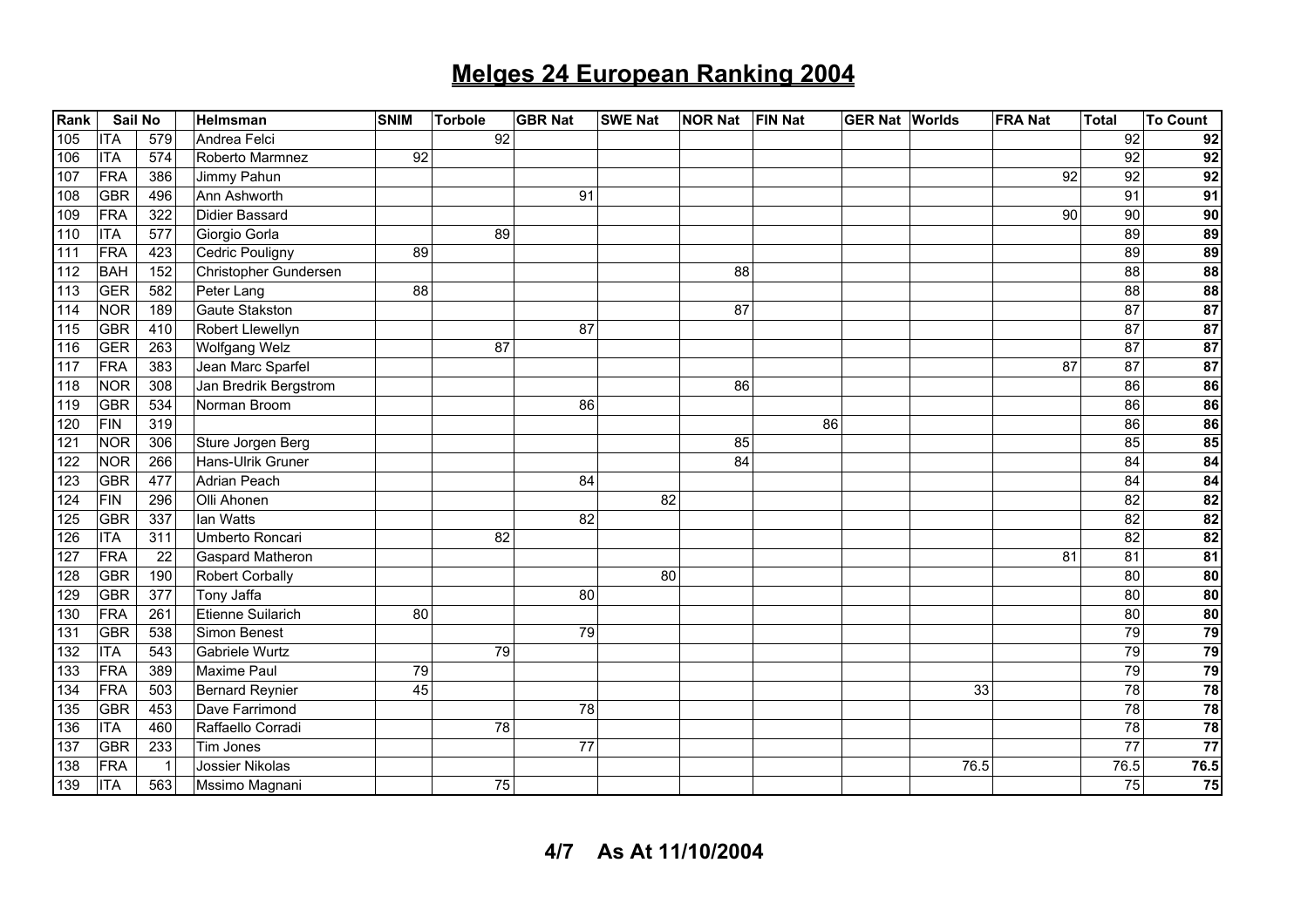# Melges 24 European Ranking 2004

| Rank | Sail No | | Helmsman | SNIM | Torbole | GBR Nat | SWE Nat | NOR Nat | FIN Nat | GER Nat | Worlds | FRA Nat | Total | To Count |
|---|---|---|---|---|---|---|---|---|---|---|---|---|---|---|
| 105 | ITA | 579 | Andrea Felci | | 92 | | | | | | | | 92 | **92** |
| 106 | ITA | 574 | Roberto Marmnez | 92 | | | | | | | | | 92 | **92** |
| 107 | FRA | 386 | Jimmy Pahun | | | | | | | | | 92 | 92 | **92** |
| 108 | GBR | 496 | Ann Ashworth | | | 91 | | | | | | | 91 | **91** |
| 109 | FRA | 322 | Didier Bassard | | | | | | | | | 90 | 90 | **90** |
| 110 | ITA | 577 | Giorgio Gorla | | 89 | | | | | | | | 89 | **89** |
| 111 | FRA | 423 | Cedric Pouligny | 89 | | | | | | | | | 89 | **89** |
| 112 | BAH | 152 | Christopher Gundersen | | | | | 88 | | | | | 88 | **88** |
| 113 | GER | 582 | Peter Lang | 88 | | | | | | | | | 88 | **88** |
| 114 | NOR | 189 | Gaute Stakston | | | | | 87 | | | | | 87 | **87** |
| 115 | GBR | 410 | Robert Llewellyn | | | 87 | | | | | | | 87 | **87** |
| 116 | GER | 263 | Wolfgang Welz | | 87 | | | | | | | | 87 | **87** |
| 117 | FRA | 383 | Jean Marc Sparfel | | | | | | | | | 87 | 87 | **87** |
| 118 | NOR | 308 | Jan Bredrik Bergstrom | | | | | 86 | | | | | 86 | **86** |
| 119 | GBR | 534 | Norman Broom | | | 86 | | | | | | | 86 | **86** |
| 120 | FIN | 319 | | | | | | | 86 | | | | 86 | **86** |
| 121 | NOR | 306 | Sture Jorgen Berg | | | | | 85 | | | | | 85 | **85** |
| 122 | NOR | 266 | Hans-Ulrik Gruner | | | | | 84 | | | | | 84 | **84** |
| 123 | GBR | 477 | Adrian Peach | | | 84 | | | | | | | 84 | **84** |
| 124 | FIN | 296 | Olli Ahonen | | | | 82 | | | | | | 82 | **82** |
| 125 | GBR | 337 | Ian Watts | | | 82 | | | | | | | 82 | **82** |
| 126 | ITA | 311 | Umberto Roncari | | 82 | | | | | | | | 82 | **82** |
| 127 | FRA | 22 | Gaspard Matheron | | | | | | | | | 81 | 81 | **81** |
| 128 | GBR | 190 | Robert Corbally | | | | 80 | | | | | | 80 | **80** |
| 129 | GBR | 377 | Tony Jaffa | | | 80 | | | | | | | 80 | **80** |
| 130 | FRA | 261 | Etienne Suilarich | 80 | | | | | | | | | 80 | **80** |
| 131 | GBR | 538 | Simon Benest | | | 79 | | | | | | | 79 | **79** |
| 132 | ITA | 543 | Gabriele Wurtz | | 79 | | | | | | | | 79 | **79** |
| 133 | FRA | 389 | Maxime Paul | 79 | | | | | | | | | 79 | **79** |
| 134 | FRA | 503 | Bernard Reynier | 45 | | | | | | | 33 | | 78 | **78** |
| 135 | GBR | 453 | Dave Farrimond | | | 78 | | | | | | | 78 | **78** |
| 136 | ITA | 460 | Raffaello Corradi | | 78 | | | | | | | | 78 | **78** |
| 137 | GBR | 233 | Tim Jones | | | 77 | | | | | | | 77 | **77** |
| 138 | FRA | 1 | Jossier Nikolas | | | | | | | | 76.5 | | 76.5 | **76.5** |
| 139 | ITA | 563 | Mssimo Magnani | | 75 | | | | | | | | 75 | **75** |

**As At 11/10/2004**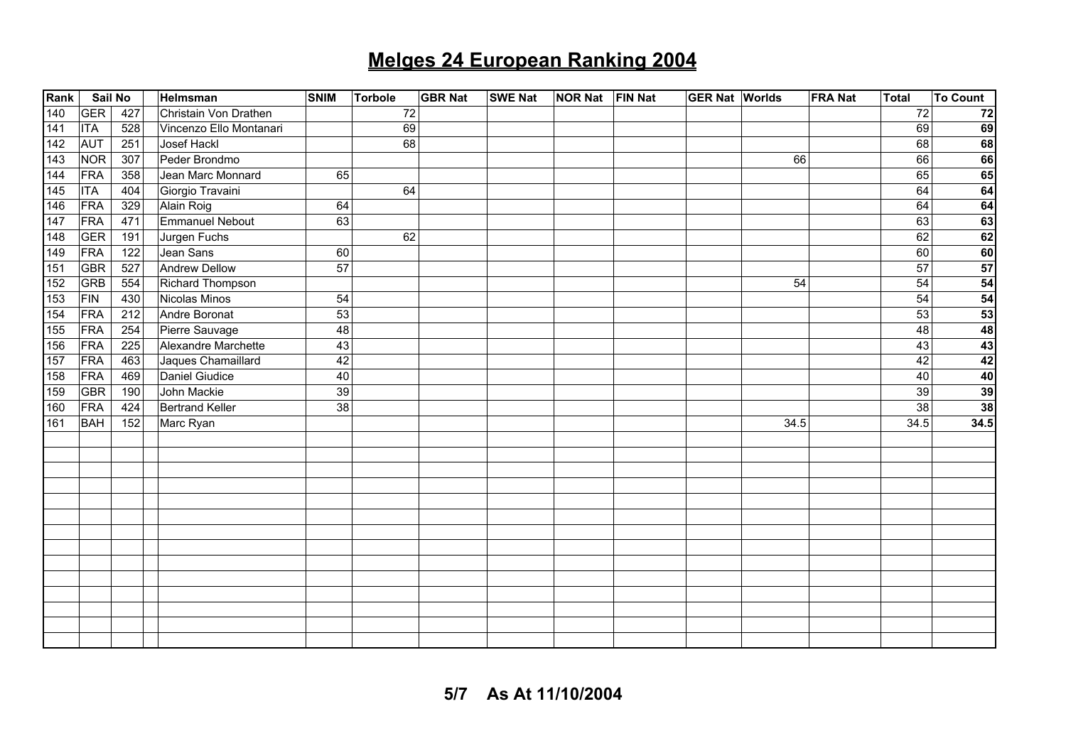# Melges 24 European Ranking 2004

| Rank | Sail No | | Helmsman | SNIM | Torbole | GBR Nat | SWE Nat | NOR Nat | FIN Nat | GER Nat | Worlds | FRA Nat | Total | To Count |
|---|---|---|---|---|---|---|---|---|---|---|---|---|---|---|
| 140 | GER | 427 | Christain Von Drathen | | 72 | | | | | | | | 72 | **72** |
| 141 | ITA | 528 | Vincenzo Ello Montanari | | 69 | | | | | | | | 69 | **69** |
| 142 | AUT | 251 | Josef Hackl | | 68 | | | | | | | | 68 | **68** |
| 143 | NOR | 307 | Peder Brondmo | | | | | | | | 66 | | 66 | **66** |
| 144 | FRA | 358 | Jean Marc Monnard | 65 | | | | | | | | | 65 | **65** |
| 145 | ITA | 404 | Giorgio Travaini | | 64 | | | | | | | | 64 | **64** |
| 146 | FRA | 329 | Alain Roig | 64 | | | | | | | | | 64 | **64** |
| 147 | FRA | 471 | Emmanuel Nebout | 63 | | | | | | | | | 63 | **63** |
| 148 | GER | 191 | Jurgen Fuchs | | 62 | | | | | | | | 62 | **62** |
| 149 | FRA | 122 | Jean Sans | 60 | | | | | | | | | 60 | **60** |
| 151 | GBR | 527 | Andrew Dellow | 57 | | | | | | | | | 57 | **57** |
| 152 | GRB | 554 | Richard Thompson | | | | | | | | 54 | | 54 | **54** |
| 153 | FIN | 430 | Nicolas Minos | 54 | | | | | | | | | 54 | **54** |
| 154 | FRA | 212 | Andre Boronat | 53 | | | | | | | | | 53 | **53** |
| 155 | FRA | 254 | Pierre Sauvage | 48 | | | | | | | | | 48 | **48** |
| 156 | FRA | 225 | Alexandre Marchette | 43 | | | | | | | | | 43 | **43** |
| 157 | FRA | 463 | Jaques Chamaillard | 42 | | | | | | | | | 42 | **42** |
| 158 | FRA | 469 | Daniel Giudice | 40 | | | | | | | | | 40 | **40** |
| 159 | GBR | 190 | John Mackie | 39 | | | | | | | | | 39 | **39** |
| 160 | FRA | 424 | Bertrand Keller | 38 | | | | | | | | | 38 | **38** |
| 161 | BAH | 152 | Marc Ryan | | | | | | | | 34.5 | | 34.5 | **34.5** |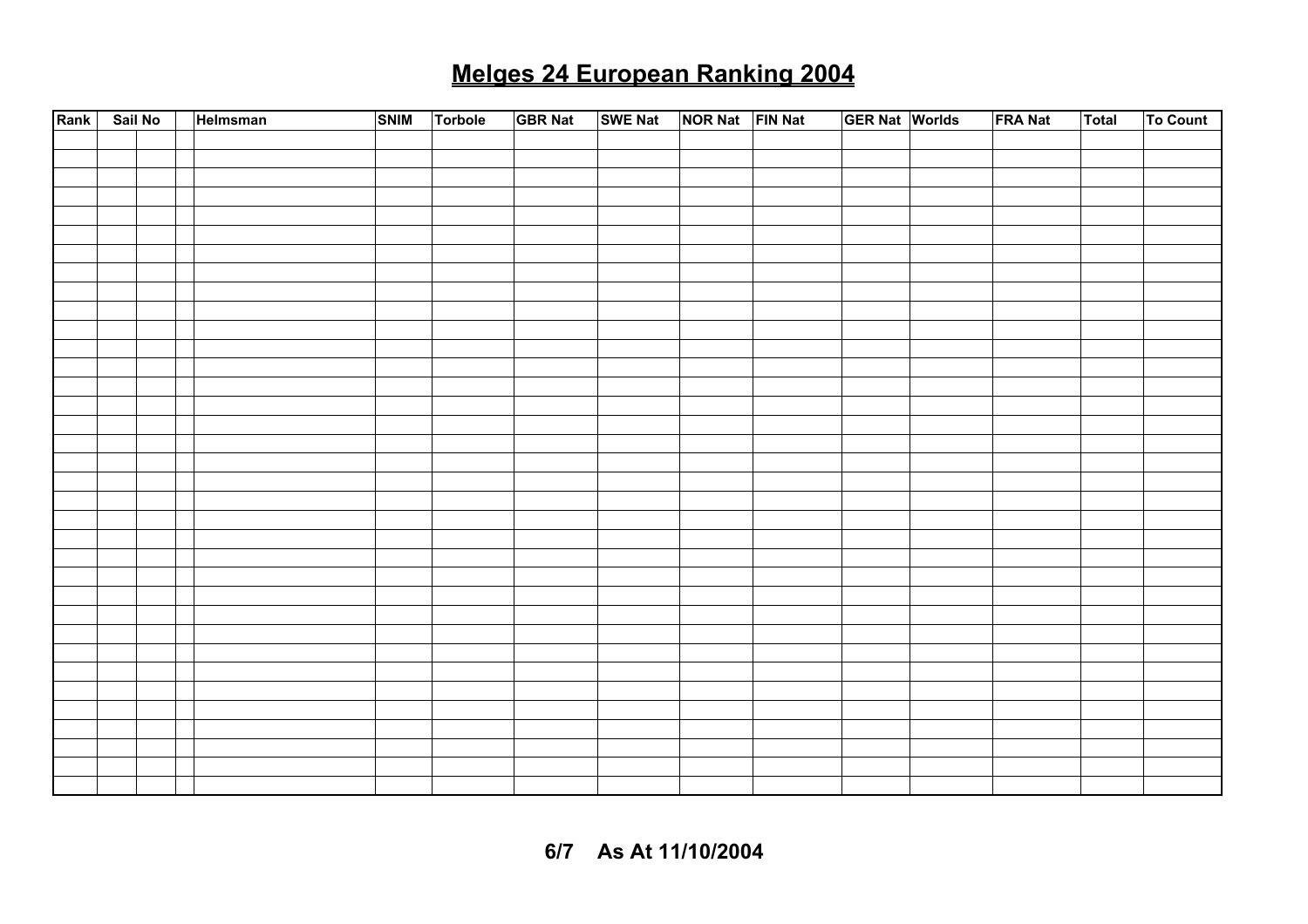# Melges 24 European Ranking 2004

| Rank | Sail No | | | Helmsman | SNIM | Torbole | GBR Nat | SWE Nat | NOR Nat | FIN Nat | GER Nat | Worlds | FRA Nat | Total | To Count |
|---|---|---|---|---|---|---|---|---|---|---|---|---|---|---|---|
| | | | | | | | | | | | | | | | |
| | | | | | | | | | | | | | | | |
| | | | | | | | | | | | | | | | |
| | | | | | | | | | | | | | | | |
| | | | | | | | | | | | | | | | |
| | | | | | | | | | | | | | | | |
| | | | | | | | | | | | | | | | |
| | | | | | | | | | | | | | | | |
| | | | | | | | | | | | | | | | |
| | | | | | | | | | | | | | | | |
| | | | | | | | | | | | | | | | |
| | | | | | | | | | | | | | | | |
| | | | | | | | | | | | | | | | |
| | | | | | | | | | | | | | | | |
| | | | | | | | | | | | | | | | |
| | | | | | | | | | | | | | | | |
| | | | | | | | | | | | | | | | |
| | | | | | | | | | | | | | | | |
| | | | | | | | | | | | | | | | |
| | | | | | | | | | | | | | | | |
| | | | | | | | | | | | | | | | |
| | | | | | | | | | | | | | | | |
| | | | | | | | | | | | | | | | |
| | | | | | | | | | | | | | | | |
| | | | | | | | | | | | | | | | |
| | | | | | | | | | | | | | | | |
| | | | | | | | | | | | | | | | |
| | | | | | | | | | | | | | | | |
| | | | | | | | | | | | | | | | |
| | | | | | | | | | | | | | | | |
| | | | | | | | | | | | | | | | |
| | | | | | | | | | | | | | | | |
| | | | | | | | | | | | | | | | |
| | | | | | | | | | | | | | | | |
| | | | | | | | | | | | | | | | |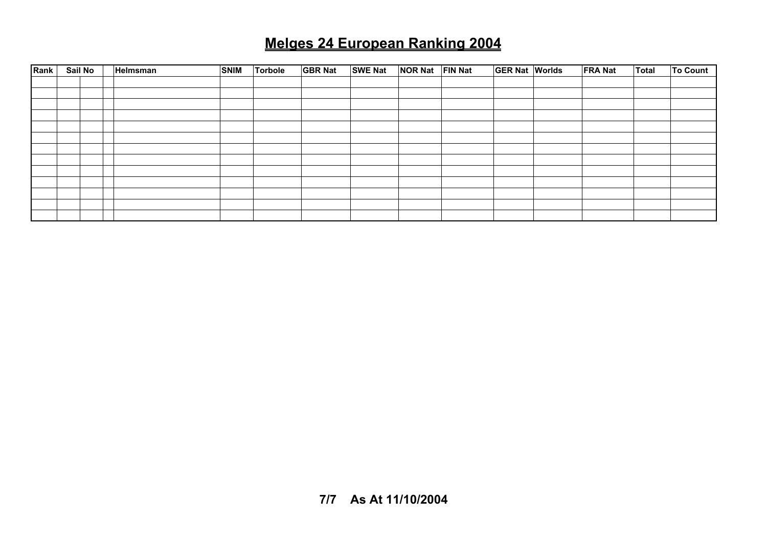# Melges 24 European Ranking 2004

| Rank | Sail No | | | Helmsman | SNIM | Torbole | GBR Nat | SWE Nat | NOR Nat | FIN Nat | GER Nat | Worlds | FRA Nat | Total | To Count |
|---|---|---|---|---|---|---|---|---|---|---|---|---|---|---|---|
| | | | | | | | | | | | | | | | |
| | | | | | | | | | | | | | | | |
| | | | | | | | | | | | | | | | |
| | | | | | | | | | | | | | | | |
| | | | | | | | | | | | | | | | |
| | | | | | | | | | | | | | | | |
| | | | | | | | | | | | | | | | |
| | | | | | | | | | | | | | | | |
| | | | | | | | | | | | | | | | |
| | | | | | | | | | | | | | | | |
| | | | | | | | | | | | | | | | |
| | | | | | | | | | | | | | | | |
| | | | | | | | | | | | | | | | |